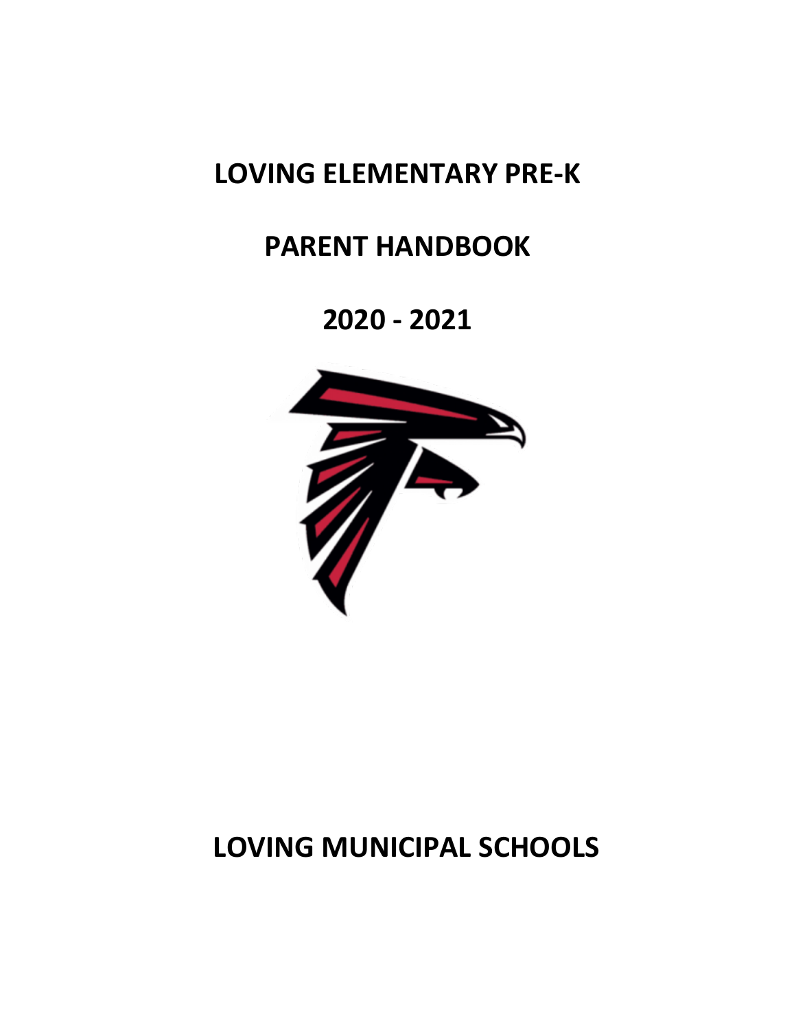# LOVING ELEMENTARY PRE-K

# PARENT HANDBOOK

# 2020 - 2021

# LOVING MUNICIPAL SCHOOLS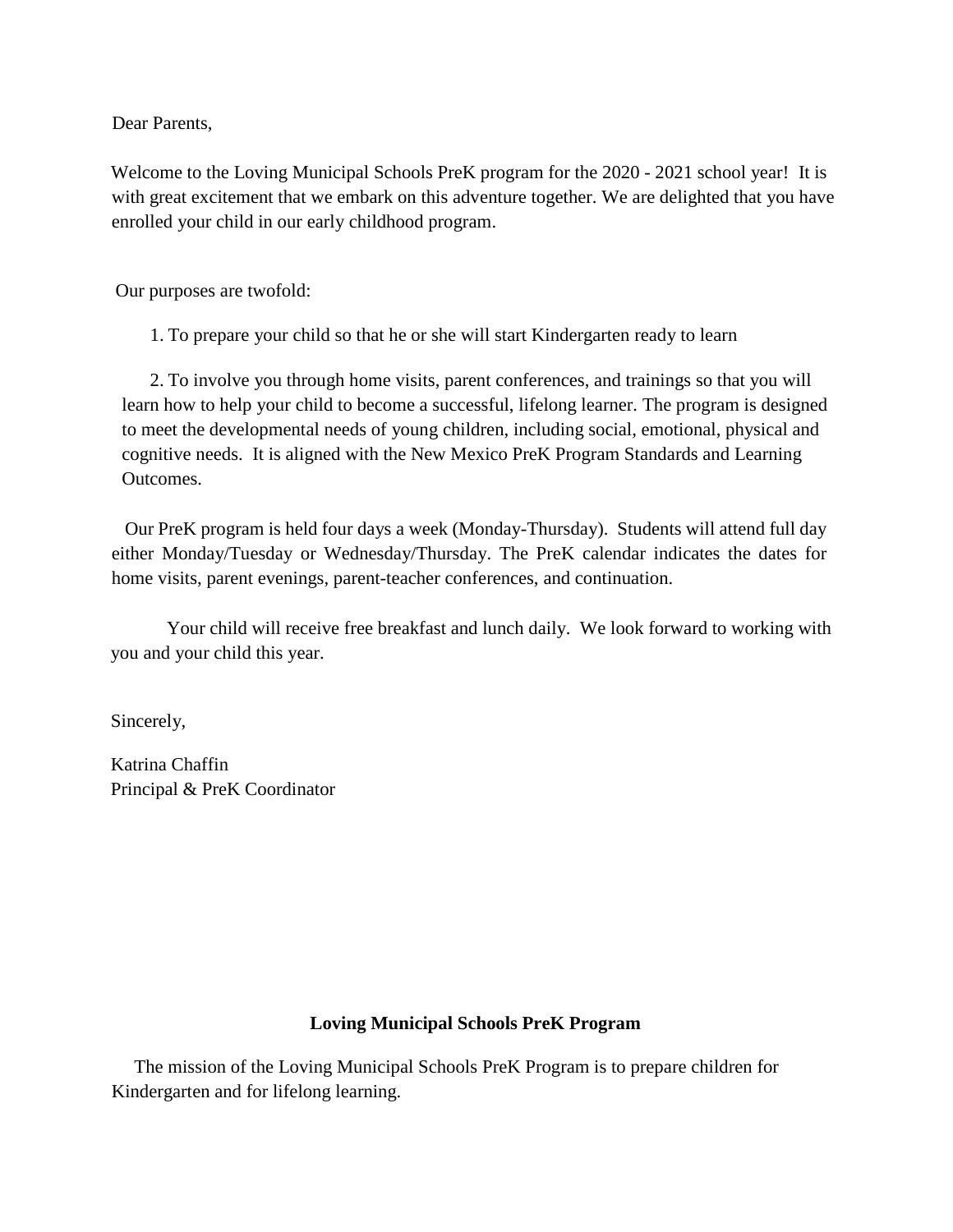Dear Parents,

Welcome to the Loving Municipal Schools PreK program for the 2020 - 2021 school year! It is with great excitement that we embark on this adventure together. We are delighted that you have enrolled your child in our early childhood program.

Our purposes are twofold:

1. To prepare your child so that he or she will start Kindergarten ready to learn
2. To involve you through home visits, parent conferences, and trainings so that you will learn how to help your child to become a successful, lifelong learner. The program is designed to meet the developmental needs of young children, including social, emotional, physical and cognitive needs. It is aligned with the New Mexico PreK Program Standards and Learning Outcomes.

Our PreK program is held four days a week (Monday-Thursday). Students will attend full day either Monday/Tuesday or Wednesday/Thursday. The PreK calendar indicates the dates for home visits, parent evenings, parent-teacher conferences, and continuation.

Your child will receive free breakfast and lunch daily. We look forward to working with you and your child this year.

Sincerely,

Katrina Chaffin
Principal & PreK Coordinator

**Loving Municipal Schools PreK Program**

The mission of the Loving Municipal Schools PreK Program is to prepare children for Kindergarten and for lifelong learning.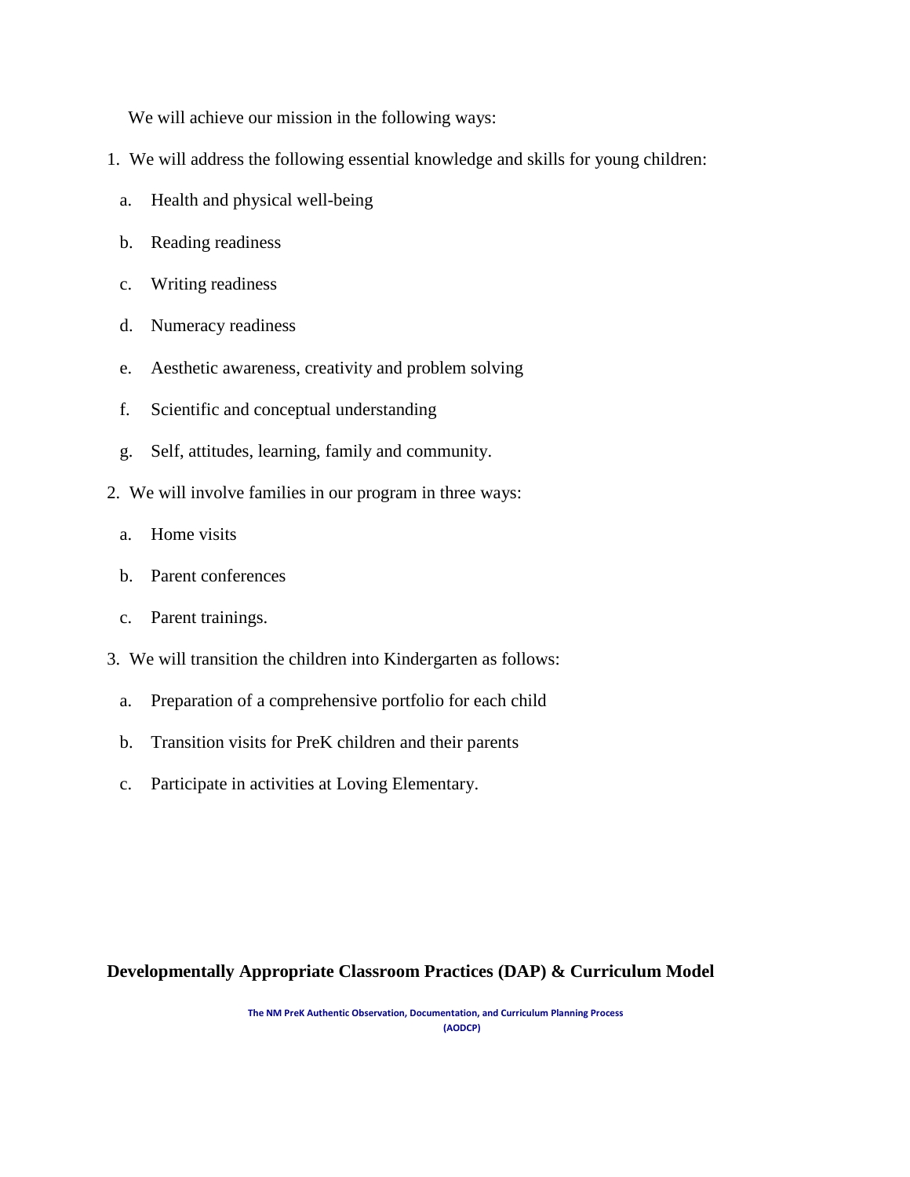We will achieve our mission in the following ways:

1. We will address the following essential knowledge and skills for young children:
   a. Health and physical well-being
   b. Reading readiness
   c. Writing readiness
   d. Numeracy readiness
   e. Aesthetic awareness, creativity and problem solving
   f. Scientific and conceptual understanding
   g. Self, attitudes, learning, family and community.
2. We will involve families in our program in three ways:
   a. Home visits
   b. Parent conferences
   c. Parent trainings.
3. We will transition the children into Kindergarten as follows:
   a. Preparation of a comprehensive portfolio for each child
   b. Transition visits for PreK children and their parents
   c. Participate in activities at Loving Elementary.

## Developmentally Appropriate Classroom Practices (DAP) & Curriculum Model

**The NM PreK Authentic Observation, Documentation, and Curriculum Planning Process (AODCP)**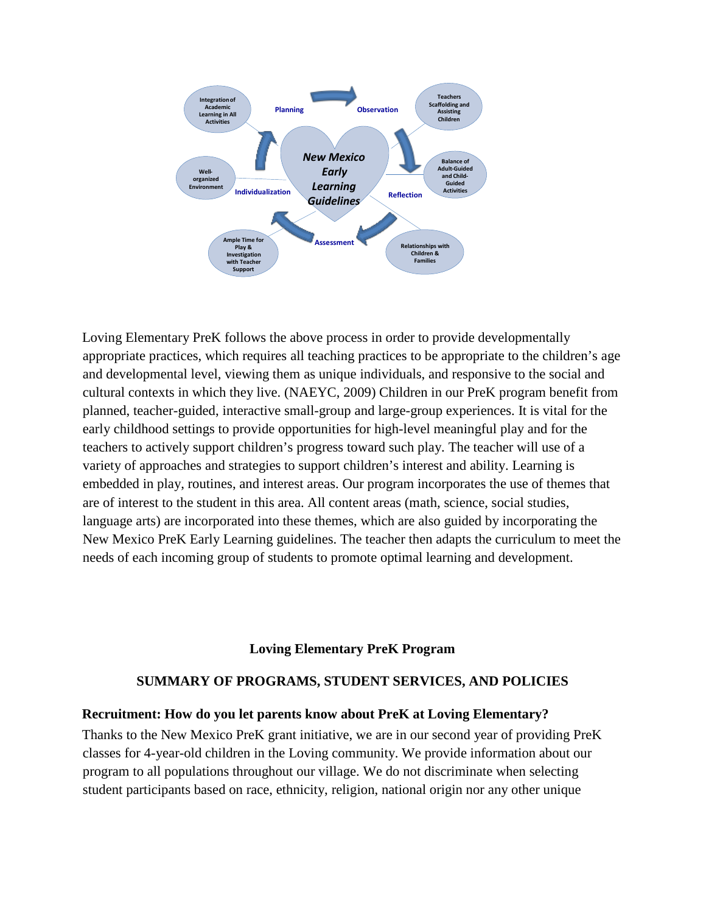Integration of Academic Learning in All Activities

Planning

Observation

Teachers Scaffolding and Assisting Children

Well-organized Environment

Individualization

New Mexico Early Learning Guidelines

Balance of Adult-Guided and Child-Guided Activities

Reflection

Ample Time for Play & Investigation with Teacher Support

Assessment

Relationships with Children & Families

Loving Elementary PreK follows the above process in order to provide developmentally appropriate practices, which requires all teaching practices to be appropriate to the children's age and developmental level, viewing them as unique individuals, and responsive to the social and cultural contexts in which they live. (NAEYC, 2009) Children in our PreK program benefit from planned, teacher-guided, interactive small-group and large-group experiences. It is vital for the early childhood settings to provide opportunities for high-level meaningful play and for the teachers to actively support children's progress toward such play. The teacher will use of a variety of approaches and strategies to support children's interest and ability. Learning is embedded in play, routines, and interest areas. Our program incorporates the use of themes that are of interest to the student in this area. All content areas (math, science, social studies, language arts) are incorporated into these themes, which are also guided by incorporating the New Mexico PreK Early Learning guidelines. The teacher then adapts the curriculum to meet the needs of each incoming group of students to promote optimal learning and development.

## Loving Elementary PreK Program

## SUMMARY OF PROGRAMS, STUDENT SERVICES, AND POLICIES

**Recruitment: How do you let parents know about PreK at Loving Elementary?**

Thanks to the New Mexico PreK grant initiative, we are in our second year of providing PreK classes for 4-year-old children in the Loving community. We provide information about our program to all populations throughout our village. We do not discriminate when selecting student participants based on race, ethnicity, religion, national origin nor any other unique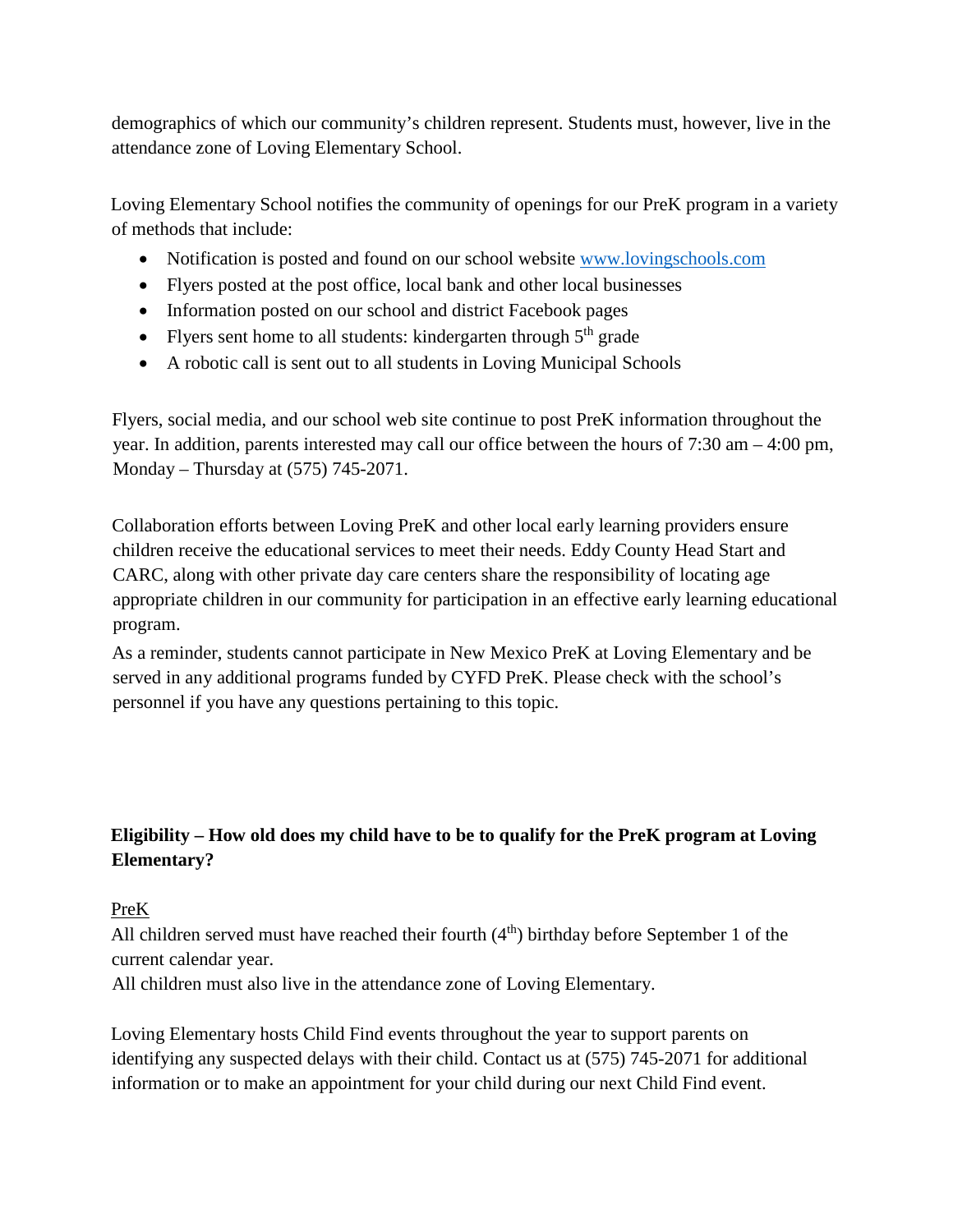demographics of which our community's children represent. Students must, however, live in the attendance zone of Loving Elementary School.

Loving Elementary School notifies the community of openings for our PreK program in a variety of methods that include:

- Notification is posted and found on our school website [www.lovingschools.com](http://www.lovingschools.com)
- Flyers posted at the post office, local bank and other local businesses
- Information posted on our school and district Facebook pages
- Flyers sent home to all students: kindergarten through 5th grade
- A robotic call is sent out to all students in Loving Municipal Schools

Flyers, social media, and our school web site continue to post PreK information throughout the year. In addition, parents interested may call our office between the hours of 7:30 am – 4:00 pm, Monday – Thursday at (575) 745-2071.

Collaboration efforts between Loving PreK and other local early learning providers ensure children receive the educational services to meet their needs. Eddy County Head Start and CARC, along with other private day care centers share the responsibility of locating age appropriate children in our community for participation in an effective early learning educational program.

As a reminder, students cannot participate in New Mexico PreK at Loving Elementary and be served in any additional programs funded by CYFD PreK. Please check with the school's personnel if you have any questions pertaining to this topic.

## Eligibility – How old does my child have to be to qualify for the PreK program at Loving Elementary?

PreK

All children served must have reached their fourth (4th) birthday before September 1 of the current calendar year.

All children must also live in the attendance zone of Loving Elementary.

Loving Elementary hosts Child Find events throughout the year to support parents on identifying any suspected delays with their child. Contact us at (575) 745-2071 for additional information or to make an appointment for your child during our next Child Find event.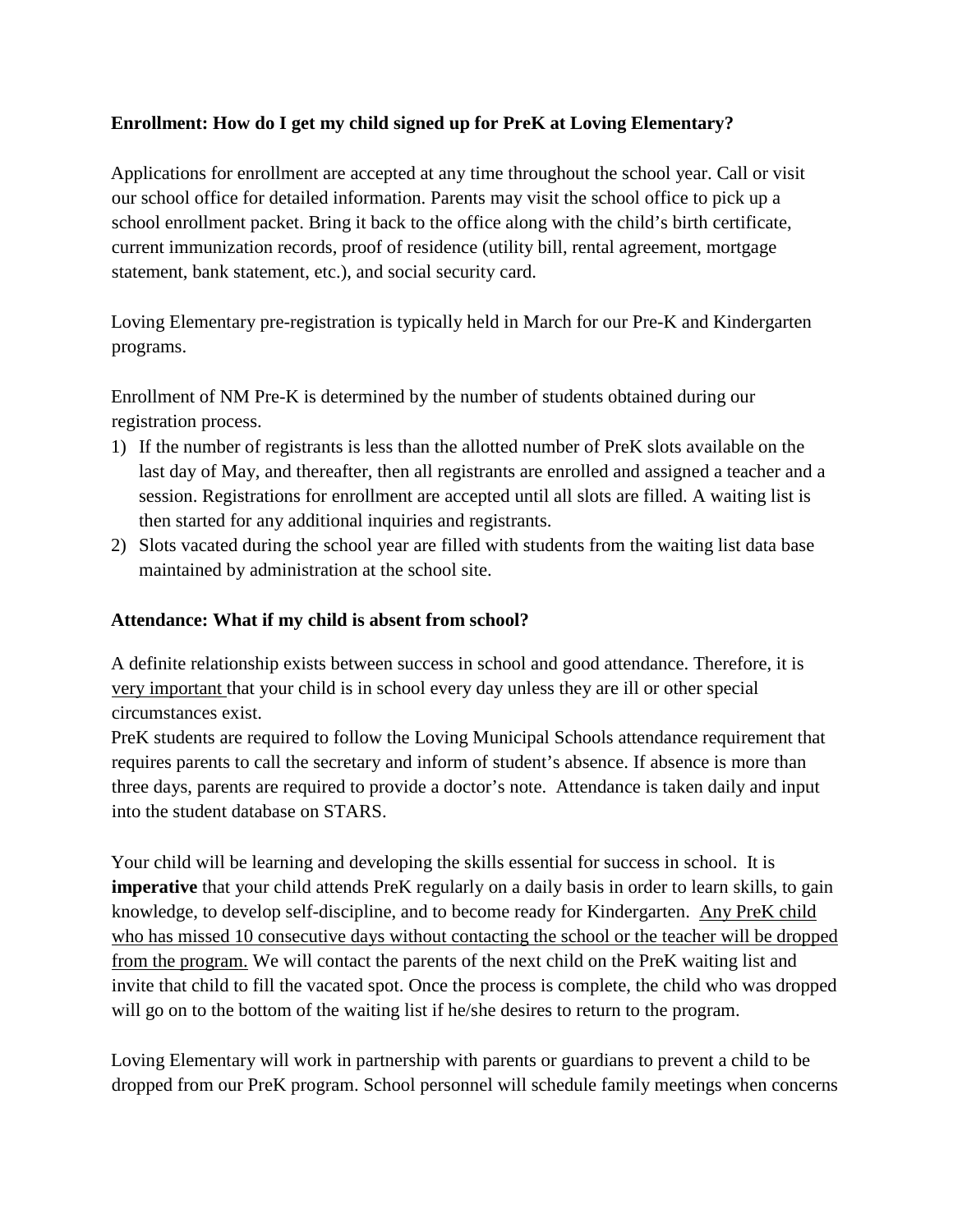**Enrollment: How do I get my child signed up for PreK at Loving Elementary?**

Applications for enrollment are accepted at any time throughout the school year. Call or visit our school office for detailed information. Parents may visit the school office to pick up a school enrollment packet. Bring it back to the office along with the child's birth certificate, current immunization records, proof of residence (utility bill, rental agreement, mortgage statement, bank statement, etc.), and social security card.

Loving Elementary pre-registration is typically held in March for our Pre-K and Kindergarten programs.

Enrollment of NM Pre-K is determined by the number of students obtained during our registration process.

1) If the number of registrants is less than the allotted number of PreK slots available on the last day of May, and thereafter, then all registrants are enrolled and assigned a teacher and a session. Registrations for enrollment are accepted until all slots are filled. A waiting list is then started for any additional inquiries and registrants.
2) Slots vacated during the school year are filled with students from the waiting list data base maintained by administration at the school site.

**Attendance: What if my child is absent from school?**

A definite relationship exists between success in school and good attendance. Therefore, it is <u>very important</u> that your child is in school every day unless they are ill or other special circumstances exist.

PreK students are required to follow the Loving Municipal Schools attendance requirement that requires parents to call the secretary and inform of student's absence. If absence is more than three days, parents are required to provide a doctor's note. Attendance is taken daily and input into the student database on STARS.

Your child will be learning and developing the skills essential for success in school. It is **imperative** that your child attends PreK regularly on a daily basis in order to learn skills, to gain knowledge, to develop self-discipline, and to become ready for Kindergarten. <u>Any PreK child who has missed 10 consecutive days without contacting the school or the teacher will be dropped from the program.</u> We will contact the parents of the next child on the PreK waiting list and invite that child to fill the vacated spot. Once the process is complete, the child who was dropped will go on to the bottom of the waiting list if he/she desires to return to the program.

Loving Elementary will work in partnership with parents or guardians to prevent a child to be dropped from our PreK program. School personnel will schedule family meetings when concerns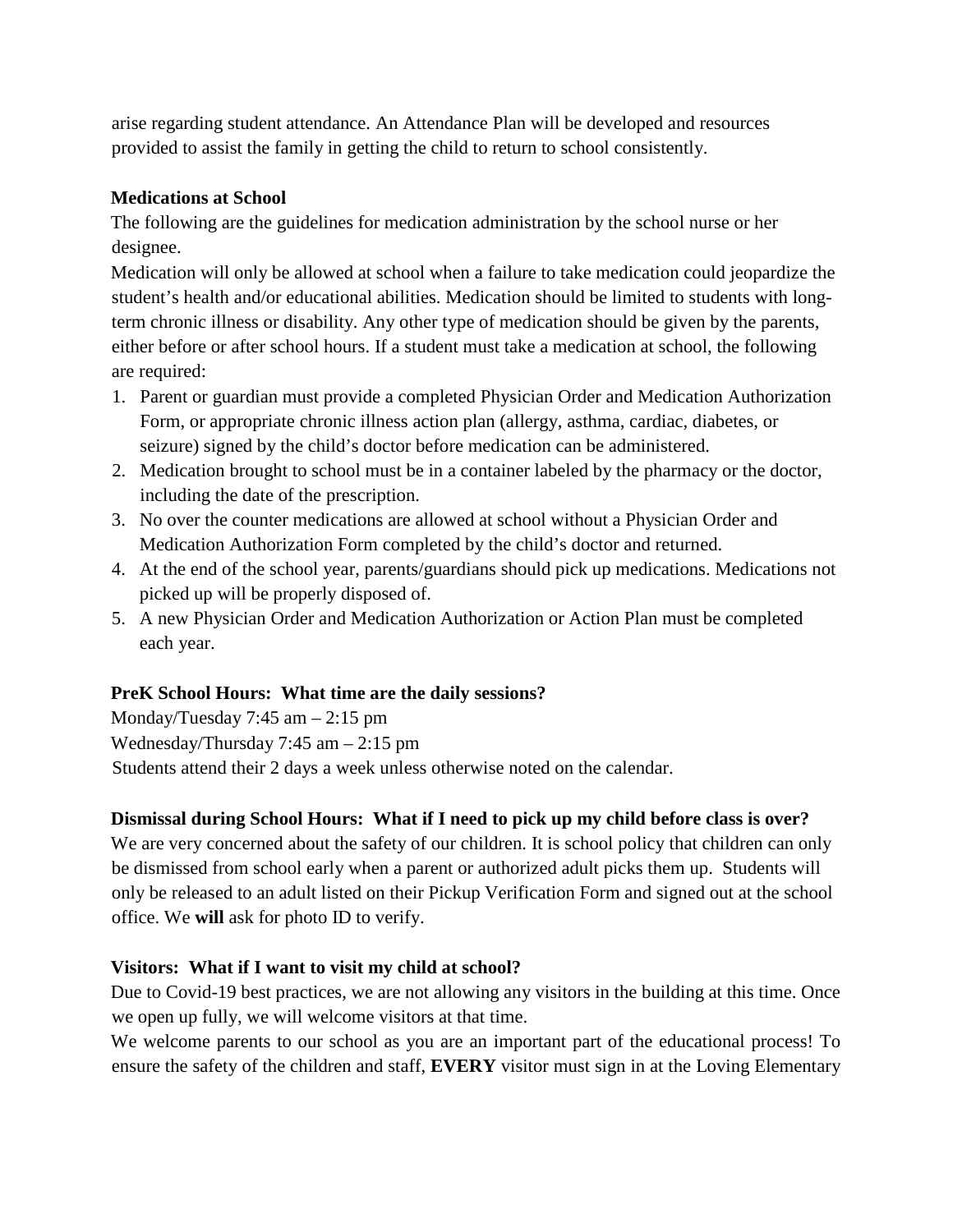arise regarding student attendance. An Attendance Plan will be developed and resources provided to assist the family in getting the child to return to school consistently.

**Medications at School**

The following are the guidelines for medication administration by the school nurse or her designee.

Medication will only be allowed at school when a failure to take medication could jeopardize the student's health and/or educational abilities. Medication should be limited to students with long-term chronic illness or disability. Any other type of medication should be given by the parents, either before or after school hours. If a student must take a medication at school, the following are required:

1. Parent or guardian must provide a completed Physician Order and Medication Authorization Form, or appropriate chronic illness action plan (allergy, asthma, cardiac, diabetes, or seizure) signed by the child's doctor before medication can be administered.
2. Medication brought to school must be in a container labeled by the pharmacy or the doctor, including the date of the prescription.
3. No over the counter medications are allowed at school without a Physician Order and Medication Authorization Form completed by the child's doctor and returned.
4. At the end of the school year, parents/guardians should pick up medications. Medications not picked up will be properly disposed of.
5. A new Physician Order and Medication Authorization or Action Plan must be completed each year.

**PreK School Hours: What time are the daily sessions?**

Monday/Tuesday 7:45 am – 2:15 pm

Wednesday/Thursday 7:45 am – 2:15 pm

Students attend their 2 days a week unless otherwise noted on the calendar.

**Dismissal during School Hours: What if I need to pick up my child before class is over?**

We are very concerned about the safety of our children. It is school policy that children can only be dismissed from school early when a parent or authorized adult picks them up. Students will only be released to an adult listed on their Pickup Verification Form and signed out at the school office. We **will** ask for photo ID to verify.

**Visitors: What if I want to visit my child at school?**

Due to Covid-19 best practices, we are not allowing any visitors in the building at this time. Once we open up fully, we will welcome visitors at that time.

We welcome parents to our school as you are an important part of the educational process! To ensure the safety of the children and staff, **EVERY** visitor must sign in at the Loving Elementary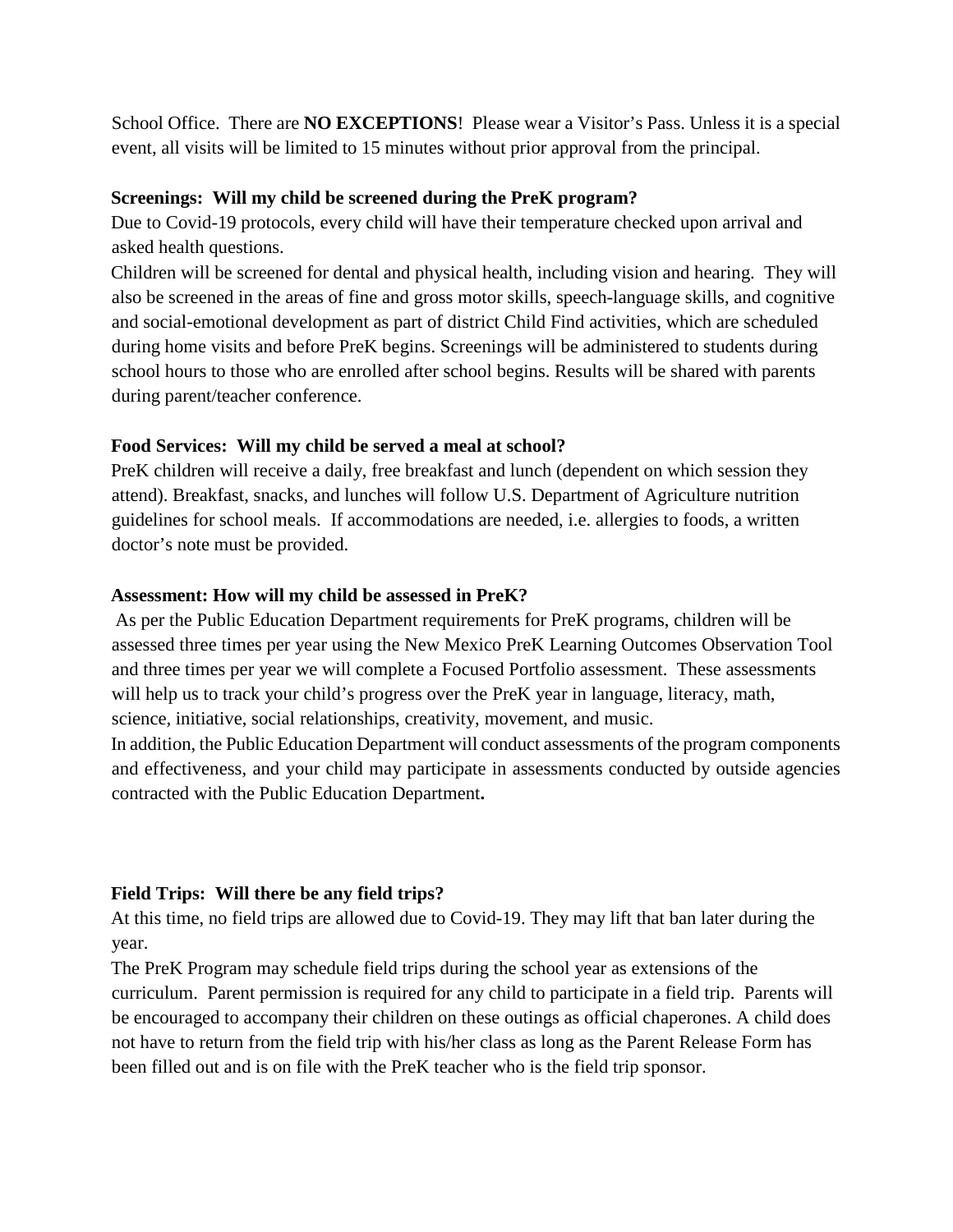School Office. There are **NO EXCEPTIONS**! Please wear a Visitor's Pass. Unless it is a special event, all visits will be limited to 15 minutes without prior approval from the principal.

**Screenings: Will my child be screened during the PreK program?**

Due to Covid-19 protocols, every child will have their temperature checked upon arrival and asked health questions.

Children will be screened for dental and physical health, including vision and hearing. They will also be screened in the areas of fine and gross motor skills, speech-language skills, and cognitive and social-emotional development as part of district Child Find activities, which are scheduled during home visits and before PreK begins. Screenings will be administered to students during school hours to those who are enrolled after school begins. Results will be shared with parents during parent/teacher conference.

**Food Services: Will my child be served a meal at school?**

PreK children will receive a daily, free breakfast and lunch (dependent on which session they attend). Breakfast, snacks, and lunches will follow U.S. Department of Agriculture nutrition guidelines for school meals. If accommodations are needed, i.e. allergies to foods, a written doctor's note must be provided.

**Assessment: How will my child be assessed in PreK?**

As per the Public Education Department requirements for PreK programs, children will be assessed three times per year using the New Mexico PreK Learning Outcomes Observation Tool and three times per year we will complete a Focused Portfolio assessment. These assessments will help us to track your child's progress over the PreK year in language, literacy, math, science, initiative, social relationships, creativity, movement, and music.

In addition, the Public Education Department will conduct assessments of the program components and effectiveness, and your child may participate in assessments conducted by outside agencies contracted with the Public Education Department**.**

**Field Trips: Will there be any field trips?**

At this time, no field trips are allowed due to Covid-19. They may lift that ban later during the year.

The PreK Program may schedule field trips during the school year as extensions of the curriculum. Parent permission is required for any child to participate in a field trip. Parents will be encouraged to accompany their children on these outings as official chaperones. A child does not have to return from the field trip with his/her class as long as the Parent Release Form has been filled out and is on file with the PreK teacher who is the field trip sponsor.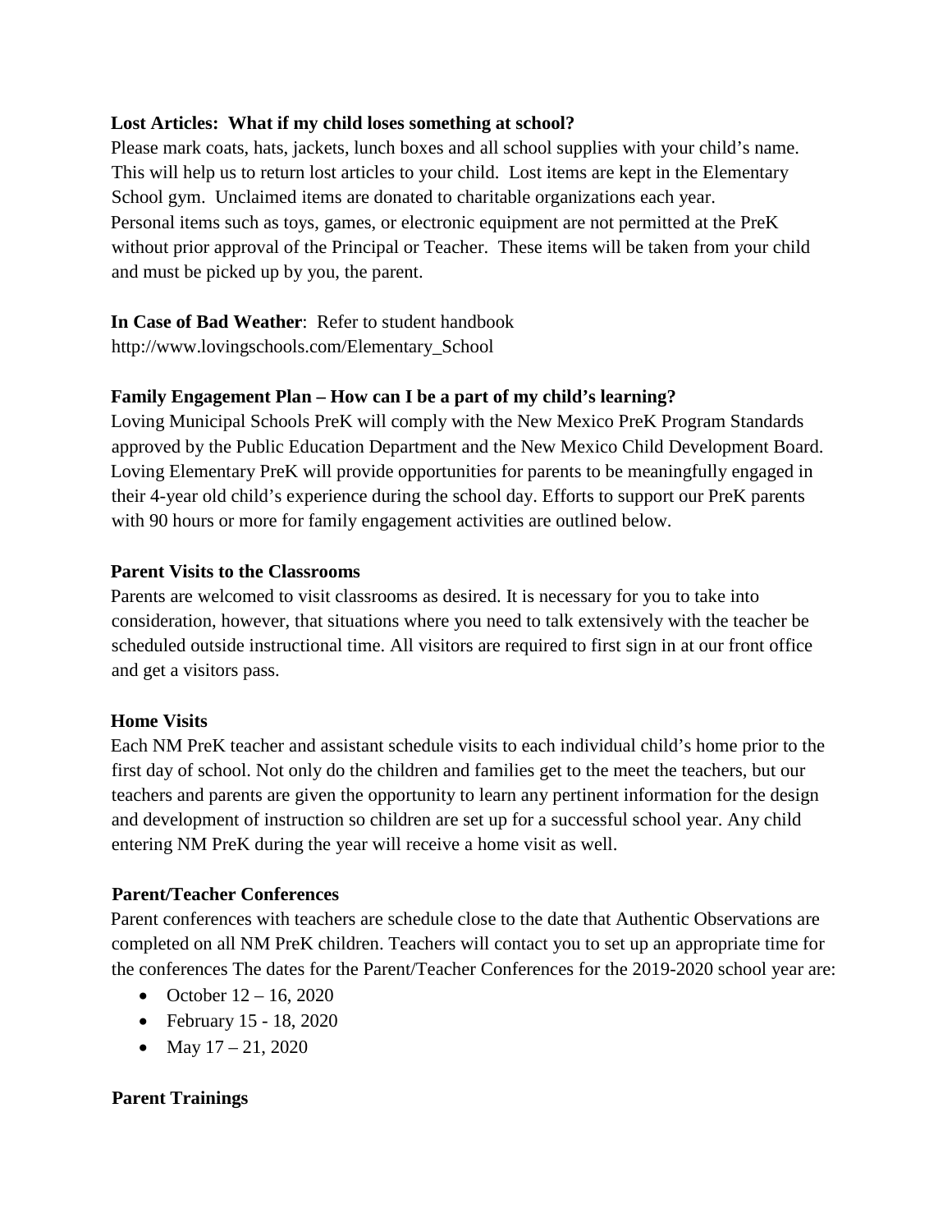**Lost Articles: What if my child loses something at school?**

Please mark coats, hats, jackets, lunch boxes and all school supplies with your child's name. This will help us to return lost articles to your child. Lost items are kept in the Elementary School gym. Unclaimed items are donated to charitable organizations each year.
Personal items such as toys, games, or electronic equipment are not permitted at the PreK without prior approval of the Principal or Teacher. These items will be taken from your child and must be picked up by you, the parent.

**In Case of Bad Weather**: Refer to student handbook
http://www.lovingschools.com/Elementary_School

**Family Engagement Plan – How can I be a part of my child's learning?**

Loving Municipal Schools PreK will comply with the New Mexico PreK Program Standards approved by the Public Education Department and the New Mexico Child Development Board. Loving Elementary PreK will provide opportunities for parents to be meaningfully engaged in their 4-year old child's experience during the school day. Efforts to support our PreK parents with 90 hours or more for family engagement activities are outlined below.

**Parent Visits to the Classrooms**

Parents are welcomed to visit classrooms as desired. It is necessary for you to take into consideration, however, that situations where you need to talk extensively with the teacher be scheduled outside instructional time. All visitors are required to first sign in at our front office and get a visitors pass.

**Home Visits**

Each NM PreK teacher and assistant schedule visits to each individual child's home prior to the first day of school. Not only do the children and families get to the meet the teachers, but our teachers and parents are given the opportunity to learn any pertinent information for the design and development of instruction so children are set up for a successful school year. Any child entering NM PreK during the year will receive a home visit as well.

**Parent/Teacher Conferences**

Parent conferences with teachers are schedule close to the date that Authentic Observations are completed on all NM PreK children. Teachers will contact you to set up an appropriate time for the conferences The dates for the Parent/Teacher Conferences for the 2019-2020 school year are:

- October 12 – 16, 2020
- February 15 - 18, 2020
- May 17 – 21, 2020

**Parent Trainings**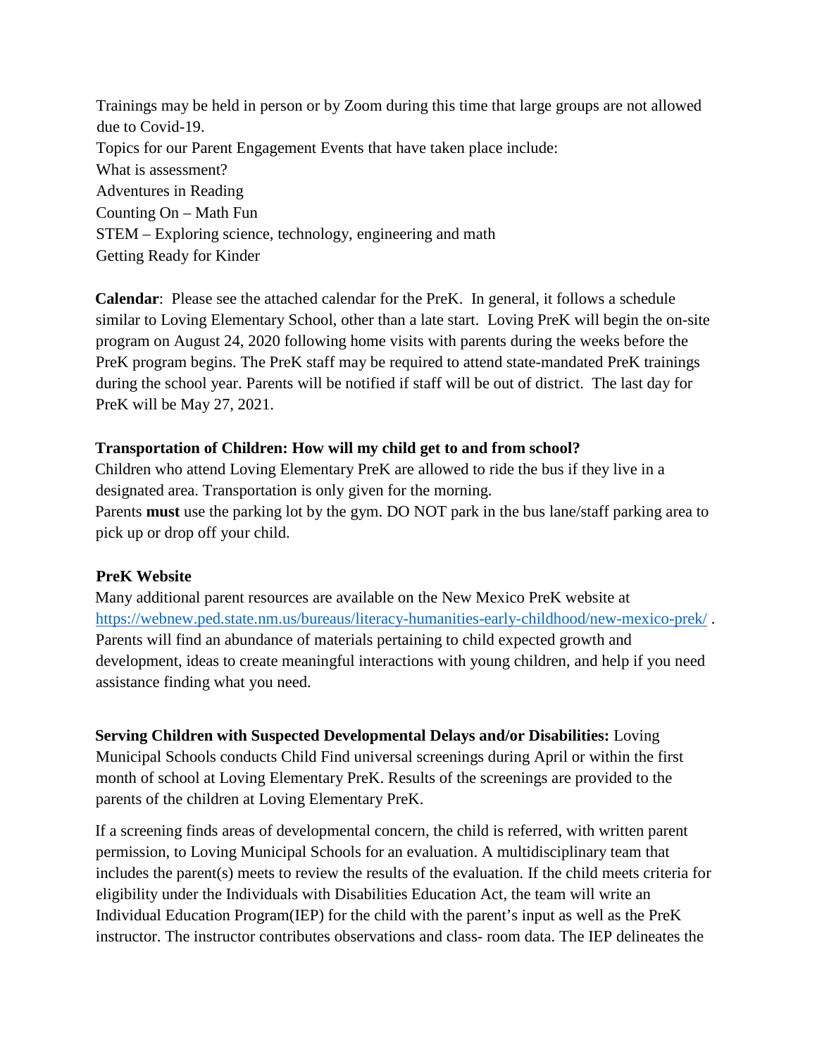Trainings may be held in person or by Zoom during this time that large groups are not allowed due to Covid-19.

Topics for our Parent Engagement Events that have taken place include:

What is assessment?

Adventures in Reading

Counting On – Math Fun

STEM – Exploring science, technology, engineering and math

Getting Ready for Kinder

**Calendar**: Please see the attached calendar for the PreK. In general, it follows a schedule similar to Loving Elementary School, other than a late start. Loving PreK will begin the on-site program on August 24, 2020 following home visits with parents during the weeks before the PreK program begins. The PreK staff may be required to attend state-mandated PreK trainings during the school year. Parents will be notified if staff will be out of district. The last day for PreK will be May 27, 2021.

**Transportation of Children: How will my child get to and from school?**

Children who attend Loving Elementary PreK are allowed to ride the bus if they live in a designated area. Transportation is only given for the morning.

Parents **must** use the parking lot by the gym. DO NOT park in the bus lane/staff parking area to pick up or drop off your child.

**PreK Website**

Many additional parent resources are available on the New Mexico PreK website at https://webnew.ped.state.nm.us/bureaus/literacy-humanities-early-childhood/new-mexico-prek/ . Parents will find an abundance of materials pertaining to child expected growth and development, ideas to create meaningful interactions with young children, and help if you need assistance finding what you need.

**Serving Children with Suspected Developmental Delays and/or Disabilities:** Loving Municipal Schools conducts Child Find universal screenings during April or within the first month of school at Loving Elementary PreK. Results of the screenings are provided to the parents of the children at Loving Elementary PreK.

If a screening finds areas of developmental concern, the child is referred, with written parent permission, to Loving Municipal Schools for an evaluation. A multidisciplinary team that includes the parent(s) meets to review the results of the evaluation. If the child meets criteria for eligibility under the Individuals with Disabilities Education Act, the team will write an Individual Education Program(IEP) for the child with the parent's input as well as the PreK instructor. The instructor contributes observations and class- room data. The IEP delineates the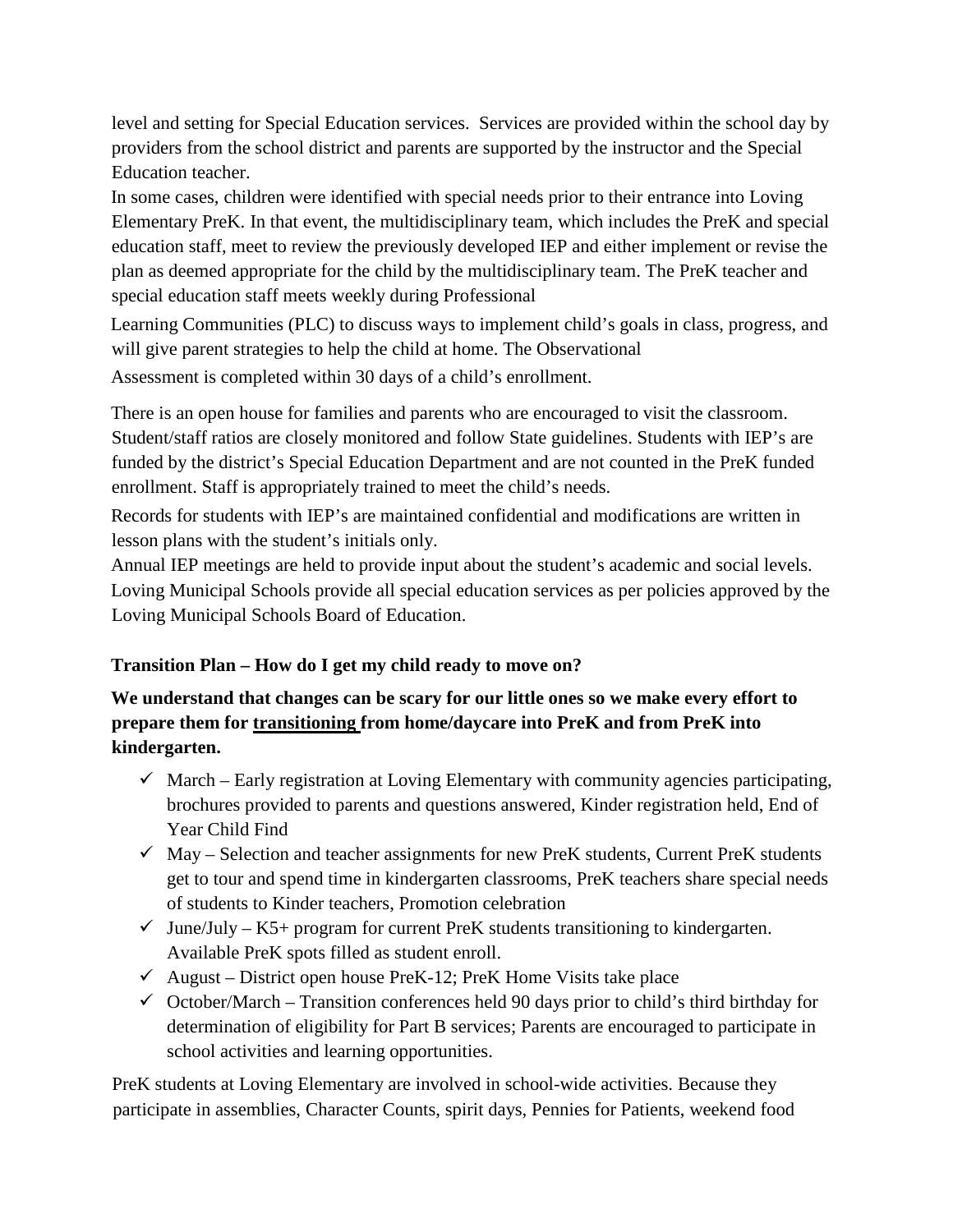level and setting for Special Education services. Services are provided within the school day by providers from the school district and parents are supported by the instructor and the Special Education teacher.

In some cases, children were identified with special needs prior to their entrance into Loving Elementary PreK. In that event, the multidisciplinary team, which includes the PreK and special education staff, meet to review the previously developed IEP and either implement or revise the plan as deemed appropriate for the child by the multidisciplinary team. The PreK teacher and special education staff meets weekly during Professional Learning Communities (PLC) to discuss ways to implement child's goals in class, progress, and will give parent strategies to help the child at home. The Observational Assessment is completed within 30 days of a child's enrollment.

There is an open house for families and parents who are encouraged to visit the classroom. Student/staff ratios are closely monitored and follow State guidelines. Students with IEP's are funded by the district's Special Education Department and are not counted in the PreK funded enrollment. Staff is appropriately trained to meet the child's needs.

Records for students with IEP's are maintained confidential and modifications are written in lesson plans with the student's initials only.

Annual IEP meetings are held to provide input about the student's academic and social levels. Loving Municipal Schools provide all special education services as per policies approved by the Loving Municipal Schools Board of Education.

**Transition Plan – How do I get my child ready to move on?**

**We understand that changes can be scary for our little ones so we make every effort to prepare them for <u>transitioning</u> from home/daycare into PreK and from PreK into kindergarten.**

- ✓ March – Early registration at Loving Elementary with community agencies participating, brochures provided to parents and questions answered, Kinder registration held, End of Year Child Find
- ✓ May – Selection and teacher assignments for new PreK students, Current PreK students get to tour and spend time in kindergarten classrooms, PreK teachers share special needs of students to Kinder teachers, Promotion celebration
- ✓ June/July – K5+ program for current PreK students transitioning to kindergarten. Available PreK spots filled as student enroll.
- ✓ August – District open house PreK-12; PreK Home Visits take place
- ✓ October/March – Transition conferences held 90 days prior to child's third birthday for determination of eligibility for Part B services; Parents are encouraged to participate in school activities and learning opportunities.

PreK students at Loving Elementary are involved in school-wide activities. Because they participate in assemblies, Character Counts, spirit days, Pennies for Patients, weekend food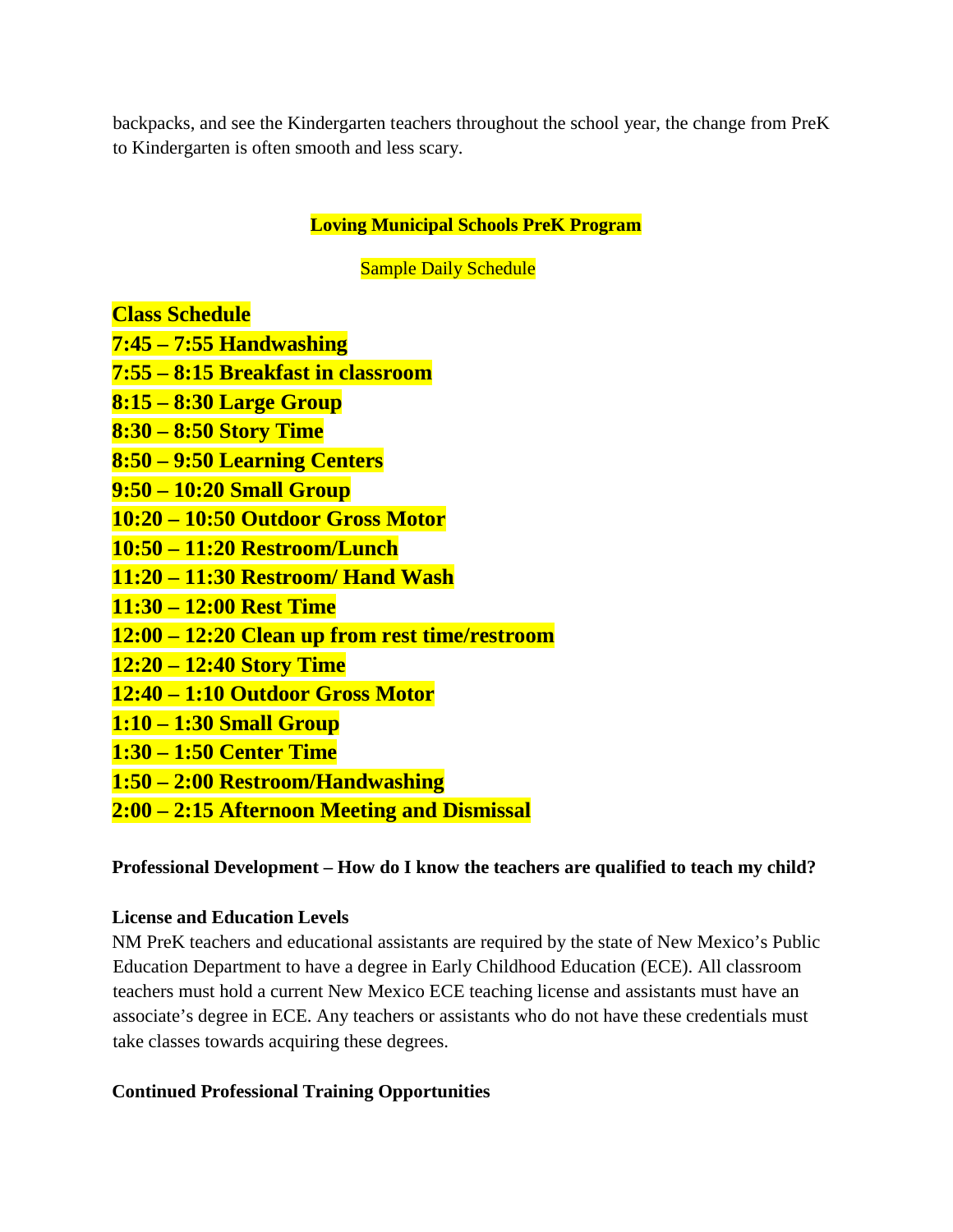backpacks, and see the Kindergarten teachers throughout the school year, the change from PreK to Kindergarten is often smooth and less scary.

## Loving Municipal Schools PreK Program

Sample Daily Schedule

**Class Schedule**

**7:45 – 7:55 Handwashing**
**7:55 – 8:15 Breakfast in classroom**
**8:15 – 8:30 Large Group**
**8:30 – 8:50 Story Time**
**8:50 – 9:50 Learning Centers**
**9:50 – 10:20 Small Group**
**10:20 – 10:50 Outdoor Gross Motor**
**10:50 – 11:20 Restroom/Lunch**
**11:20 – 11:30 Restroom/ Hand Wash**
**11:30 – 12:00 Rest Time**
**12:00 – 12:20 Clean up from rest time/restroom**
**12:20 – 12:40 Story Time**
**12:40 – 1:10 Outdoor Gross Motor**
**1:10 – 1:30 Small Group**
**1:30 – 1:50 Center Time**
**1:50 – 2:00 Restroom/Handwashing**
**2:00 – 2:15 Afternoon Meeting and Dismissal**

### Professional Development – How do I know the teachers are qualified to teach my child?

**License and Education Levels**

NM PreK teachers and educational assistants are required by the state of New Mexico's Public Education Department to have a degree in Early Childhood Education (ECE). All classroom teachers must hold a current New Mexico ECE teaching license and assistants must have an associate's degree in ECE. Any teachers or assistants who do not have these credentials must take classes towards acquiring these degrees.

**Continued Professional Training Opportunities**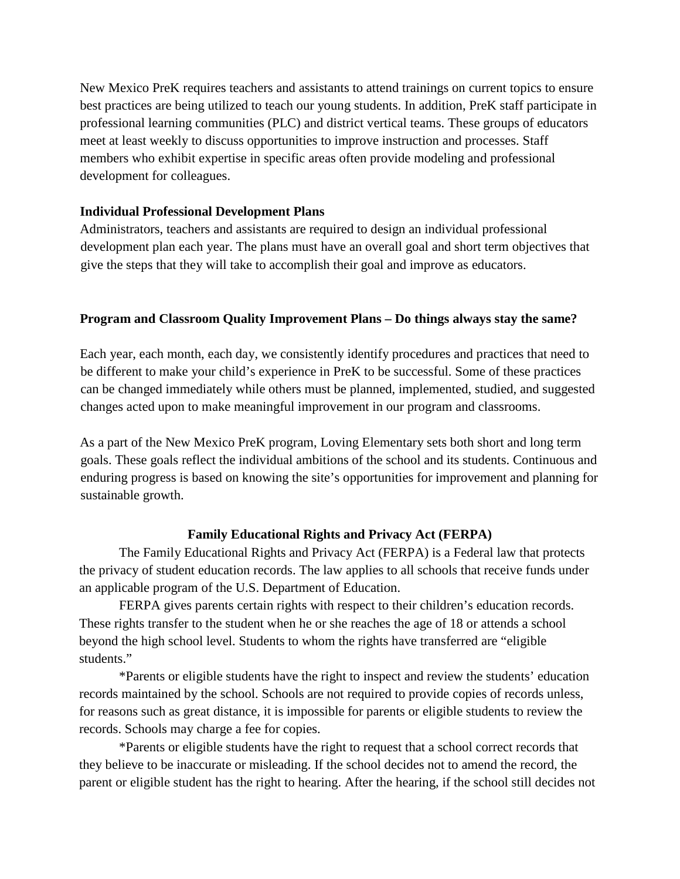New Mexico PreK requires teachers and assistants to attend trainings on current topics to ensure best practices are being utilized to teach our young students. In addition, PreK staff participate in professional learning communities (PLC) and district vertical teams. These groups of educators meet at least weekly to discuss opportunities to improve instruction and processes. Staff members who exhibit expertise in specific areas often provide modeling and professional development for colleagues.

**Individual Professional Development Plans**

Administrators, teachers and assistants are required to design an individual professional development plan each year. The plans must have an overall goal and short term objectives that give the steps that they will take to accomplish their goal and improve as educators.

**Program and Classroom Quality Improvement Plans – Do things always stay the same?**

Each year, each month, each day, we consistently identify procedures and practices that need to be different to make your child's experience in PreK to be successful. Some of these practices can be changed immediately while others must be planned, implemented, studied, and suggested changes acted upon to make meaningful improvement in our program and classrooms.

As a part of the New Mexico PreK program, Loving Elementary sets both short and long term goals. These goals reflect the individual ambitions of the school and its students. Continuous and enduring progress is based on knowing the site's opportunities for improvement and planning for sustainable growth.

## Family Educational Rights and Privacy Act (FERPA)

The Family Educational Rights and Privacy Act (FERPA) is a Federal law that protects the privacy of student education records. The law applies to all schools that receive funds under an applicable program of the U.S. Department of Education.

FERPA gives parents certain rights with respect to their children's education records. These rights transfer to the student when he or she reaches the age of 18 or attends a school beyond the high school level. Students to whom the rights have transferred are "eligible students."

*Parents or eligible students have the right to inspect and review the students' education records maintained by the school. Schools are not required to provide copies of records unless, for reasons such as great distance, it is impossible for parents or eligible students to review the records. Schools may charge a fee for copies.

*Parents or eligible students have the right to request that a school correct records that they believe to be inaccurate or misleading. If the school decides not to amend the record, the parent or eligible student has the right to hearing. After the hearing, if the school still decides not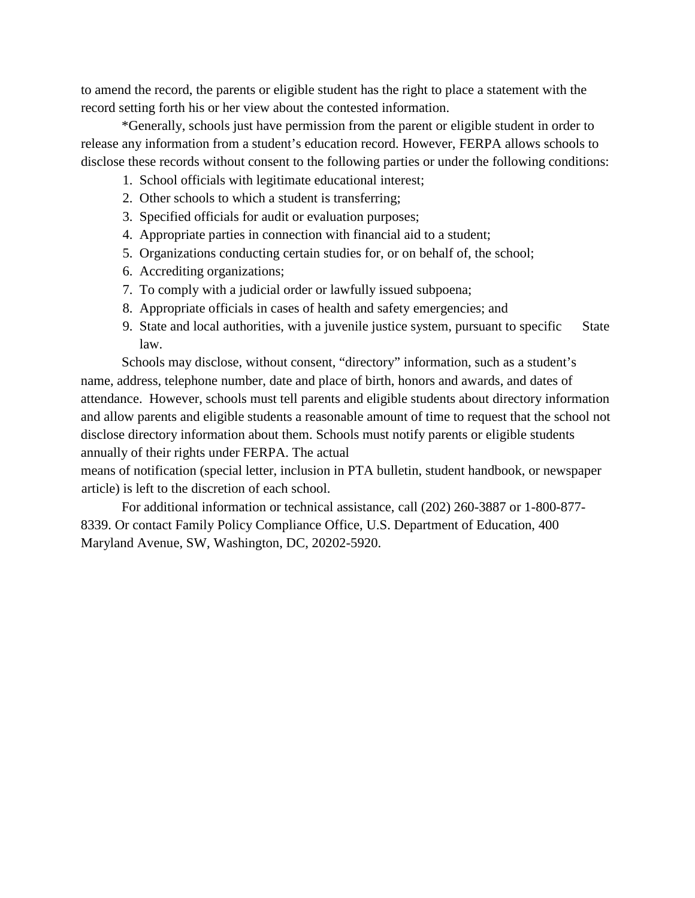to amend the record, the parents or eligible student has the right to place a statement with the record setting forth his or her view about the contested information.

*Generally, schools just have permission from the parent or eligible student in order to release any information from a student's education record. However, FERPA allows schools to disclose these records without consent to the following parties or under the following conditions:

1. School officials with legitimate educational interest;
2. Other schools to which a student is transferring;
3. Specified officials for audit or evaluation purposes;
4. Appropriate parties in connection with financial aid to a student;
5. Organizations conducting certain studies for, or on behalf of, the school;
6. Accrediting organizations;
7. To comply with a judicial order or lawfully issued subpoena;
8. Appropriate officials in cases of health and safety emergencies; and
9. State and local authorities, with a juvenile justice system, pursuant to specific State law.

Schools may disclose, without consent, "directory" information, such as a student's name, address, telephone number, date and place of birth, honors and awards, and dates of attendance. However, schools must tell parents and eligible students about directory information and allow parents and eligible students a reasonable amount of time to request that the school not disclose directory information about them. Schools must notify parents or eligible students annually of their rights under FERPA. The actual means of notification (special letter, inclusion in PTA bulletin, student handbook, or newspaper article) is left to the discretion of each school.

For additional information or technical assistance, call (202) 260-3887 or 1-800-877-8339. Or contact Family Policy Compliance Office, U.S. Department of Education, 400 Maryland Avenue, SW, Washington, DC, 20202-5920.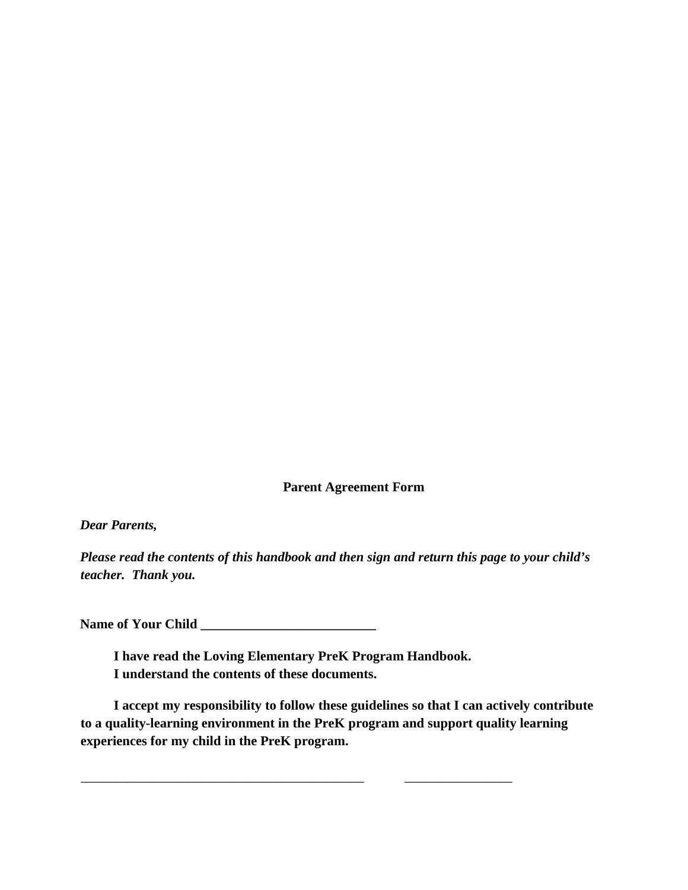## Parent Agreement Form

***Dear Parents,***

***Please read the contents of this handbook and then sign and return this page to your child's teacher. Thank you.***

**Name of Your Child ___________________________**

**I have read the Loving Elementary PreK Program Handbook.**
**I understand the contents of these documents.**

**I accept my responsibility to follow these guidelines so that I can actively contribute to a quality-learning environment in the PreK program and support quality learning experiences for my child in the PreK program.**

_____________________________________________ ________________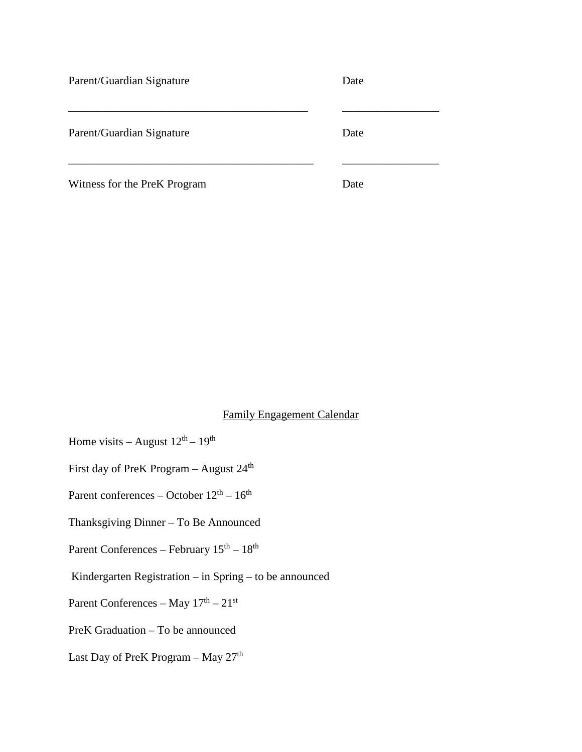Parent/Guardian Signature Date

\_\_\_\_\_\_\_\_\_\_\_\_\_\_\_\_\_\_\_\_\_\_\_\_\_\_\_\_\_\_\_\_\_\_\_\_\_\_\_\_\_\_\_\_ \_\_\_\_\_\_\_\_\_\_\_\_\_\_\_\_\_\_

Parent/Guardian Signature Date

\_\_\_\_\_\_\_\_\_\_\_\_\_\_\_\_\_\_\_\_\_\_\_\_\_\_\_\_\_\_\_\_\_\_\_\_\_\_\_\_\_\_\_\_\_ \_\_\_\_\_\_\_\_\_\_\_\_\_\_\_\_\_\_

Witness for the PreK Program Date

## Family Engagement Calendar

Home visits – August 12th – 19th

First day of PreK Program – August 24th

Parent conferences – October 12th – 16th

Thanksgiving Dinner – To Be Announced

Parent Conferences – February 15th – 18th

Kindergarten Registration – in Spring – to be announced

Parent Conferences – May 17th – 21st

PreK Graduation – To be announced

Last Day of PreK Program – May 27th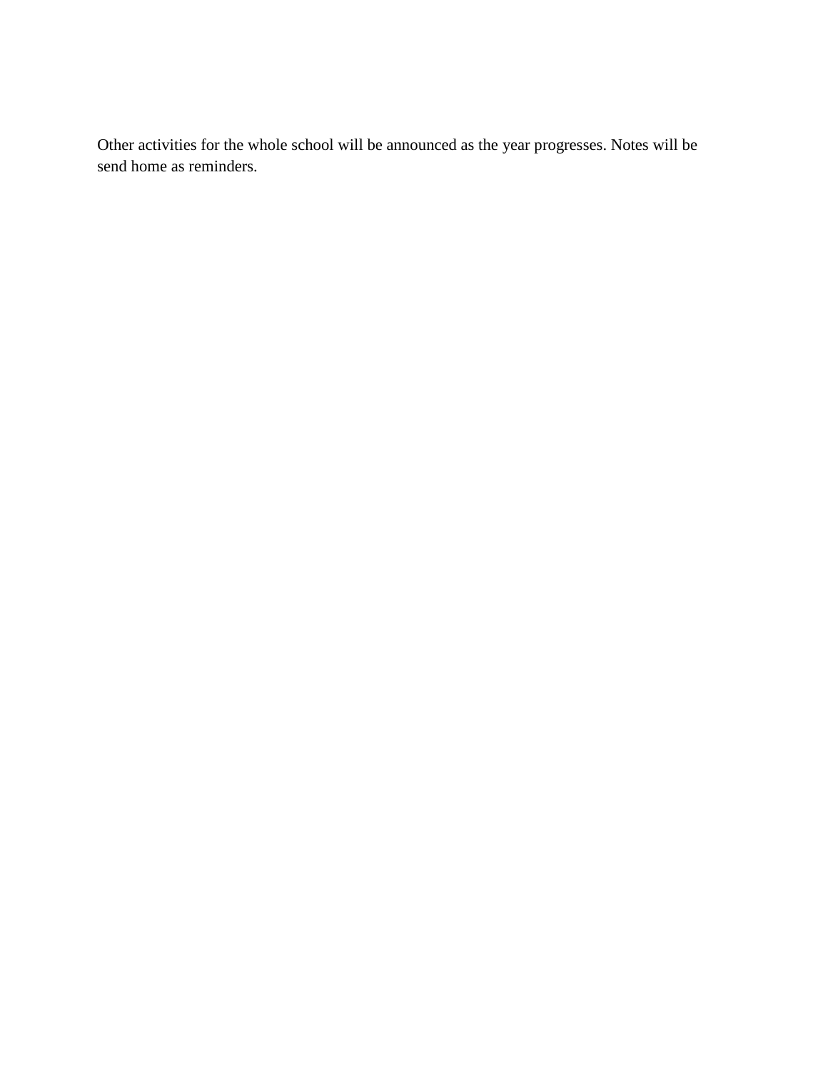Other activities for the whole school will be announced as the year progresses. Notes will be send home as reminders.